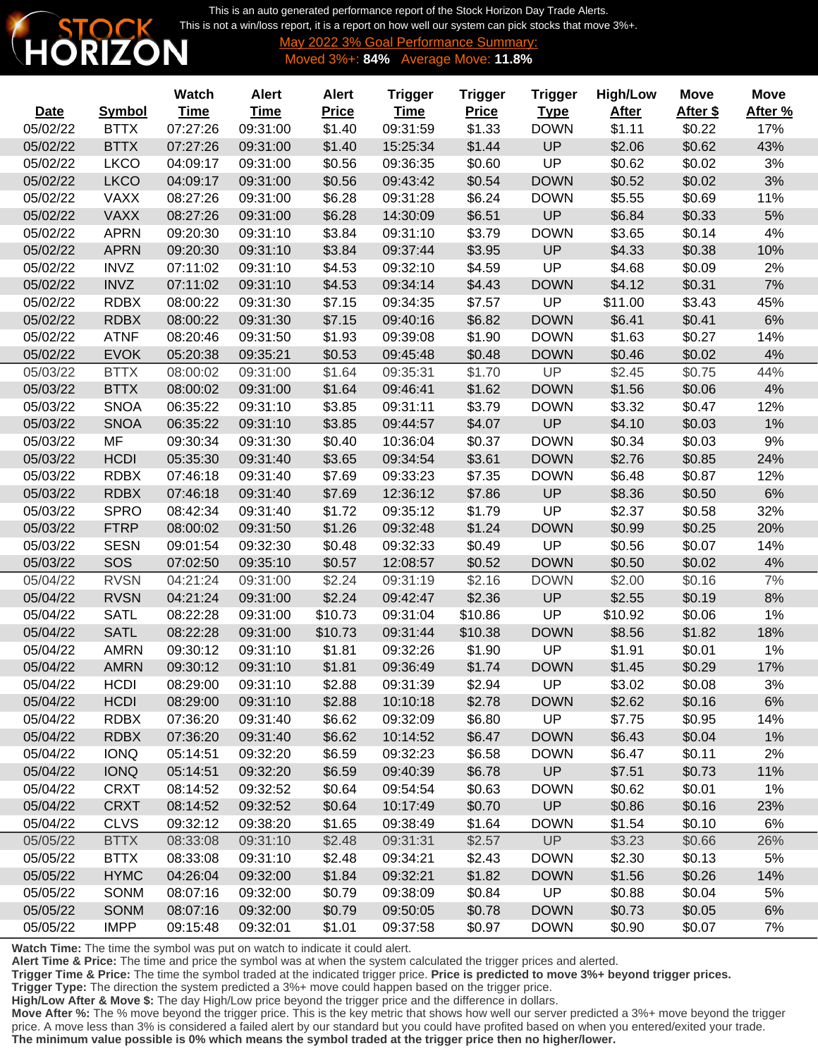STOCK HORIZON

This is an auto generated performance report of the Stock Horizon Day Trade Alerts.
This is not a win/loss report, it is a report on how well our system can pick stocks that move 3%+.

May 2022 3% Goal Performance Summary:
Moved 3%+: **84%** Average Move: **11.8%**

| Date | Symbol | Watch Time | Alert Time | Alert Price | Trigger Time | Trigger Price | Trigger Type | High/Low After | Move After $ | Move After % |
|---|---|---|---|---|---|---|---|---|---|---|
| 05/02/22 | BTTX | 07:27:26 | 09:31:00 | $1.40 | 09:31:59 | $1.33 | DOWN | $1.11 | $0.22 | 17% |
| 05/02/22 | BTTX | 07:27:26 | 09:31:00 | $1.40 | 15:25:34 | $1.44 | UP | $2.06 | $0.62 | 43% |
| 05/02/22 | LKCO | 04:09:17 | 09:31:00 | $0.56 | 09:36:35 | $0.60 | UP | $0.62 | $0.02 | 3% |
| 05/02/22 | LKCO | 04:09:17 | 09:31:00 | $0.56 | 09:43:42 | $0.54 | DOWN | $0.52 | $0.02 | 3% |
| 05/02/22 | VAXX | 08:27:26 | 09:31:00 | $6.28 | 09:31:28 | $6.24 | DOWN | $5.55 | $0.69 | 11% |
| 05/02/22 | VAXX | 08:27:26 | 09:31:00 | $6.28 | 14:30:09 | $6.51 | UP | $6.84 | $0.33 | 5% |
| 05/02/22 | APRN | 09:20:30 | 09:31:10 | $3.84 | 09:31:10 | $3.79 | DOWN | $3.65 | $0.14 | 4% |
| 05/02/22 | APRN | 09:20:30 | 09:31:10 | $3.84 | 09:37:44 | $3.95 | UP | $4.33 | $0.38 | 10% |
| 05/02/22 | INVZ | 07:11:02 | 09:31:10 | $4.53 | 09:32:10 | $4.59 | UP | $4.68 | $0.09 | 2% |
| 05/02/22 | INVZ | 07:11:02 | 09:31:10 | $4.53 | 09:34:14 | $4.43 | DOWN | $4.12 | $0.31 | 7% |
| 05/02/22 | RDBX | 08:00:22 | 09:31:30 | $7.15 | 09:34:35 | $7.57 | UP | $11.00 | $3.43 | 45% |
| 05/02/22 | RDBX | 08:00:22 | 09:31:30 | $7.15 | 09:40:16 | $6.82 | DOWN | $6.41 | $0.41 | 6% |
| 05/02/22 | ATNF | 08:20:46 | 09:31:50 | $1.93 | 09:39:08 | $1.90 | DOWN | $1.63 | $0.27 | 14% |
| 05/02/22 | EVOK | 05:20:38 | 09:35:21 | $0.53 | 09:45:48 | $0.48 | DOWN | $0.46 | $0.02 | 4% |
| 05/03/22 | BTTX | 08:00:02 | 09:31:00 | $1.64 | 09:35:31 | $1.70 | UP | $2.45 | $0.75 | 44% |
| 05/03/22 | BTTX | 08:00:02 | 09:31:00 | $1.64 | 09:46:41 | $1.62 | DOWN | $1.56 | $0.06 | 4% |
| 05/03/22 | SNOA | 06:35:22 | 09:31:10 | $3.85 | 09:31:11 | $3.79 | DOWN | $3.32 | $0.47 | 12% |
| 05/03/22 | SNOA | 06:35:22 | 09:31:10 | $3.85 | 09:44:57 | $4.07 | UP | $4.10 | $0.03 | 1% |
| 05/03/22 | MF | 09:30:34 | 09:31:30 | $0.40 | 10:36:04 | $0.37 | DOWN | $0.34 | $0.03 | 9% |
| 05/03/22 | HCDI | 05:35:30 | 09:31:40 | $3.65 | 09:34:54 | $3.61 | DOWN | $2.76 | $0.85 | 24% |
| 05/03/22 | RDBX | 07:46:18 | 09:31:40 | $7.69 | 09:33:23 | $7.35 | DOWN | $6.48 | $0.87 | 12% |
| 05/03/22 | RDBX | 07:46:18 | 09:31:40 | $7.69 | 12:36:12 | $7.86 | UP | $8.36 | $0.50 | 6% |
| 05/03/22 | SPRO | 08:42:34 | 09:31:40 | $1.72 | 09:35:12 | $1.79 | UP | $2.37 | $0.58 | 32% |
| 05/03/22 | FTRP | 08:00:02 | 09:31:50 | $1.26 | 09:32:48 | $1.24 | DOWN | $0.99 | $0.25 | 20% |
| 05/03/22 | SESN | 09:01:54 | 09:32:30 | $0.48 | 09:32:33 | $0.49 | UP | $0.56 | $0.07 | 14% |
| 05/03/22 | SOS | 07:02:50 | 09:35:10 | $0.57 | 12:08:57 | $0.52 | DOWN | $0.50 | $0.02 | 4% |
| 05/04/22 | RVSN | 04:21:24 | 09:31:00 | $2.24 | 09:31:19 | $2.16 | DOWN | $2.00 | $0.16 | 7% |
| 05/04/22 | RVSN | 04:21:24 | 09:31:00 | $2.24 | 09:42:47 | $2.36 | UP | $2.55 | $0.19 | 8% |
| 05/04/22 | SATL | 08:22:28 | 09:31:00 | $10.73 | 09:31:04 | $10.86 | UP | $10.92 | $0.06 | 1% |
| 05/04/22 | SATL | 08:22:28 | 09:31:00 | $10.73 | 09:31:44 | $10.38 | DOWN | $8.56 | $1.82 | 18% |
| 05/04/22 | AMRN | 09:30:12 | 09:31:10 | $1.81 | 09:32:26 | $1.90 | UP | $1.91 | $0.01 | 1% |
| 05/04/22 | AMRN | 09:30:12 | 09:31:10 | $1.81 | 09:36:49 | $1.74 | DOWN | $1.45 | $0.29 | 17% |
| 05/04/22 | HCDI | 08:29:00 | 09:31:10 | $2.88 | 09:31:39 | $2.94 | UP | $3.02 | $0.08 | 3% |
| 05/04/22 | HCDI | 08:29:00 | 09:31:10 | $2.88 | 10:10:18 | $2.78 | DOWN | $2.62 | $0.16 | 6% |
| 05/04/22 | RDBX | 07:36:20 | 09:31:40 | $6.62 | 09:32:09 | $6.80 | UP | $7.75 | $0.95 | 14% |
| 05/04/22 | RDBX | 07:36:20 | 09:31:40 | $6.62 | 10:14:52 | $6.47 | DOWN | $6.43 | $0.04 | 1% |
| 05/04/22 | IONQ | 05:14:51 | 09:32:20 | $6.59 | 09:32:23 | $6.58 | DOWN | $6.47 | $0.11 | 2% |
| 05/04/22 | IONQ | 05:14:51 | 09:32:20 | $6.59 | 09:40:39 | $6.78 | UP | $7.51 | $0.73 | 11% |
| 05/04/22 | CRXT | 08:14:52 | 09:32:52 | $0.64 | 09:54:54 | $0.63 | DOWN | $0.62 | $0.01 | 1% |
| 05/04/22 | CRXT | 08:14:52 | 09:32:52 | $0.64 | 10:17:49 | $0.70 | UP | $0.86 | $0.16 | 23% |
| 05/04/22 | CLVS | 09:32:12 | 09:38:20 | $1.65 | 09:38:49 | $1.64 | DOWN | $1.54 | $0.10 | 6% |
| 05/05/22 | BTTX | 08:33:08 | 09:31:10 | $2.48 | 09:31:31 | $2.57 | UP | $3.23 | $0.66 | 26% |
| 05/05/22 | BTTX | 08:33:08 | 09:31:10 | $2.48 | 09:34:21 | $2.43 | DOWN | $2.30 | $0.13 | 5% |
| 05/05/22 | HYMC | 04:26:04 | 09:32:00 | $1.84 | 09:32:21 | $1.82 | DOWN | $1.56 | $0.26 | 14% |
| 05/05/22 | SONM | 08:07:16 | 09:32:00 | $0.79 | 09:38:09 | $0.84 | UP | $0.88 | $0.04 | 5% |
| 05/05/22 | SONM | 08:07:16 | 09:32:00 | $0.79 | 09:50:05 | $0.78 | DOWN | $0.73 | $0.05 | 6% |
| 05/05/22 | IMPP | 09:15:48 | 09:32:01 | $1.01 | 09:37:58 | $0.97 | DOWN | $0.90 | $0.07 | 7% |

**Watch Time:** The time the symbol was put on watch to indicate it could alert.
**Alert Time & Price:** The time and price the symbol was at when the system calculated the trigger prices and alerted.
**Trigger Time & Price:** The time the symbol traded at the indicated trigger price. **Price is predicted to move 3%+ beyond trigger prices.**
**Trigger Type:** The direction the system predicted a 3%+ move could happen based on the trigger price.
**High/Low After & Move $:** The day High/Low price beyond the trigger price and the difference in dollars.
**Move After %:** The % move beyond the trigger price. This is the key metric that shows how well our server predicted a 3%+ move beyond the trigger price. A move less than 3% is considered a failed alert by our standard but you could have profited based on when you entered/exited your trade.
**The minimum value possible is 0% which means the symbol traded at the trigger price then no higher/lower.**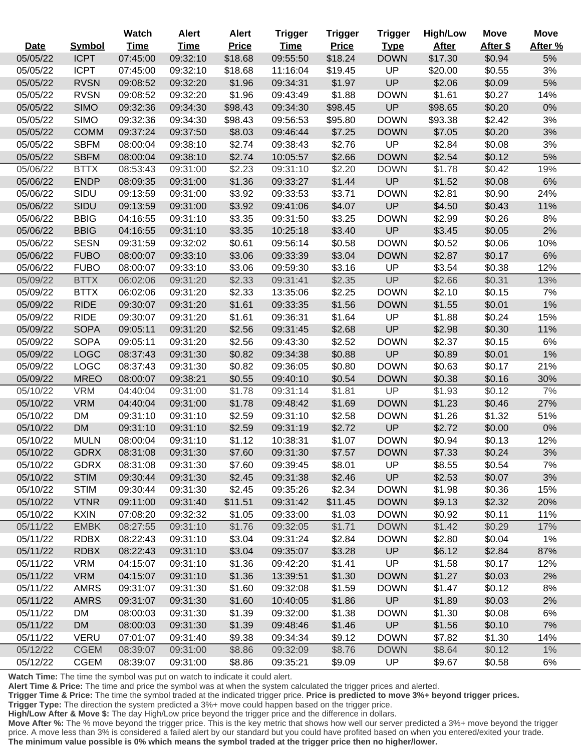| Date | Symbol | Watch Time | Alert Time | Alert Price | Trigger Time | Trigger Price | Trigger Type | High/Low After | Move After $ | Move After % |
|---|---|---|---|---|---|---|---|---|---|---|
| 05/05/22 | ICPT | 07:45:00 | 09:32:10 | $18.68 | 09:55:50 | $18.24 | DOWN | $17.30 | $0.94 | 5% |
| 05/05/22 | ICPT | 07:45:00 | 09:32:10 | $18.68 | 11:16:04 | $19.45 | UP | $20.00 | $0.55 | 3% |
| 05/05/22 | RVSN | 09:08:52 | 09:32:20 | $1.96 | 09:34:31 | $1.97 | UP | $2.06 | $0.09 | 5% |
| 05/05/22 | RVSN | 09:08:52 | 09:32:20 | $1.96 | 09:43:49 | $1.88 | DOWN | $1.61 | $0.27 | 14% |
| 05/05/22 | SIMO | 09:32:36 | 09:34:30 | $98.43 | 09:34:30 | $98.45 | UP | $98.65 | $0.20 | 0% |
| 05/05/22 | SIMO | 09:32:36 | 09:34:30 | $98.43 | 09:56:53 | $95.80 | DOWN | $93.38 | $2.42 | 3% |
| 05/05/22 | COMM | 09:37:24 | 09:37:50 | $8.03 | 09:46:44 | $7.25 | DOWN | $7.05 | $0.20 | 3% |
| 05/05/22 | SBFM | 08:00:04 | 09:38:10 | $2.74 | 09:38:43 | $2.76 | UP | $2.84 | $0.08 | 3% |
| 05/05/22 | SBFM | 08:00:04 | 09:38:10 | $2.74 | 10:05:57 | $2.66 | DOWN | $2.54 | $0.12 | 5% |
| 05/06/22 | BTTX | 08:53:43 | 09:31:00 | $2.23 | 09:31:10 | $2.20 | DOWN | $1.78 | $0.42 | 19% |
| 05/06/22 | ENDP | 08:09:35 | 09:31:00 | $1.36 | 09:33:27 | $1.44 | UP | $1.52 | $0.08 | 6% |
| 05/06/22 | SIDU | 09:13:59 | 09:31:00 | $3.92 | 09:33:53 | $3.71 | DOWN | $2.81 | $0.90 | 24% |
| 05/06/22 | SIDU | 09:13:59 | 09:31:00 | $3.92 | 09:41:06 | $4.07 | UP | $4.50 | $0.43 | 11% |
| 05/06/22 | BBIG | 04:16:55 | 09:31:10 | $3.35 | 09:31:50 | $3.25 | DOWN | $2.99 | $0.26 | 8% |
| 05/06/22 | BBIG | 04:16:55 | 09:31:10 | $3.35 | 10:25:18 | $3.40 | UP | $3.45 | $0.05 | 2% |
| 05/06/22 | SESN | 09:31:59 | 09:32:02 | $0.61 | 09:56:14 | $0.58 | DOWN | $0.52 | $0.06 | 10% |
| 05/06/22 | FUBO | 08:00:07 | 09:33:10 | $3.06 | 09:33:39 | $3.04 | DOWN | $2.87 | $0.17 | 6% |
| 05/06/22 | FUBO | 08:00:07 | 09:33:10 | $3.06 | 09:59:30 | $3.16 | UP | $3.54 | $0.38 | 12% |
| 05/09/22 | BTTX | 06:02:06 | 09:31:20 | $2.33 | 09:31:41 | $2.35 | UP | $2.66 | $0.31 | 13% |
| 05/09/22 | BTTX | 06:02:06 | 09:31:20 | $2.33 | 13:35:06 | $2.25 | DOWN | $2.10 | $0.15 | 7% |
| 05/09/22 | RIDE | 09:30:07 | 09:31:20 | $1.61 | 09:33:35 | $1.56 | DOWN | $1.55 | $0.01 | 1% |
| 05/09/22 | RIDE | 09:30:07 | 09:31:20 | $1.61 | 09:36:31 | $1.64 | UP | $1.88 | $0.24 | 15% |
| 05/09/22 | SOPA | 09:05:11 | 09:31:20 | $2.56 | 09:31:45 | $2.68 | UP | $2.98 | $0.30 | 11% |
| 05/09/22 | SOPA | 09:05:11 | 09:31:20 | $2.56 | 09:43:30 | $2.52 | DOWN | $2.37 | $0.15 | 6% |
| 05/09/22 | LOGC | 08:37:43 | 09:31:30 | $0.82 | 09:34:38 | $0.88 | UP | $0.89 | $0.01 | 1% |
| 05/09/22 | LOGC | 08:37:43 | 09:31:30 | $0.82 | 09:36:05 | $0.80 | DOWN | $0.63 | $0.17 | 21% |
| 05/09/22 | MREO | 08:00:07 | 09:38:21 | $0.55 | 09:40:10 | $0.54 | DOWN | $0.38 | $0.16 | 30% |
| 05/10/22 | VRM | 04:40:04 | 09:31:00 | $1.78 | 09:31:14 | $1.81 | UP | $1.93 | $0.12 | 7% |
| 05/10/22 | VRM | 04:40:04 | 09:31:00 | $1.78 | 09:48:42 | $1.69 | DOWN | $1.23 | $0.46 | 27% |
| 05/10/22 | DM | 09:31:10 | 09:31:10 | $2.59 | 09:31:10 | $2.58 | DOWN | $1.26 | $1.32 | 51% |
| 05/10/22 | DM | 09:31:10 | 09:31:10 | $2.59 | 09:31:19 | $2.72 | UP | $2.72 | $0.00 | 0% |
| 05/10/22 | MULN | 08:00:04 | 09:31:10 | $1.12 | 10:38:31 | $1.07 | DOWN | $0.94 | $0.13 | 12% |
| 05/10/22 | GDRX | 08:31:08 | 09:31:30 | $7.60 | 09:31:30 | $7.57 | DOWN | $7.33 | $0.24 | 3% |
| 05/10/22 | GDRX | 08:31:08 | 09:31:30 | $7.60 | 09:39:45 | $8.01 | UP | $8.55 | $0.54 | 7% |
| 05/10/22 | STIM | 09:30:44 | 09:31:30 | $2.45 | 09:31:38 | $2.46 | UP | $2.53 | $0.07 | 3% |
| 05/10/22 | STIM | 09:30:44 | 09:31:30 | $2.45 | 09:35:26 | $2.34 | DOWN | $1.98 | $0.36 | 15% |
| 05/10/22 | VTNR | 09:11:00 | 09:31:40 | $11.51 | 09:31:42 | $11.45 | DOWN | $9.13 | $2.32 | 20% |
| 05/10/22 | KXIN | 07:08:20 | 09:32:32 | $1.05 | 09:33:00 | $1.03 | DOWN | $0.92 | $0.11 | 11% |
| 05/11/22 | EMBK | 08:27:55 | 09:31:10 | $1.76 | 09:32:05 | $1.71 | DOWN | $1.42 | $0.29 | 17% |
| 05/11/22 | RDBX | 08:22:43 | 09:31:10 | $3.04 | 09:31:24 | $2.84 | DOWN | $2.80 | $0.04 | 1% |
| 05/11/22 | RDBX | 08:22:43 | 09:31:10 | $3.04 | 09:35:07 | $3.28 | UP | $6.12 | $2.84 | 87% |
| 05/11/22 | VRM | 04:15:07 | 09:31:10 | $1.36 | 09:42:20 | $1.41 | UP | $1.58 | $0.17 | 12% |
| 05/11/22 | VRM | 04:15:07 | 09:31:10 | $1.36 | 13:39:51 | $1.30 | DOWN | $1.27 | $0.03 | 2% |
| 05/11/22 | AMRS | 09:31:07 | 09:31:30 | $1.60 | 09:32:08 | $1.59 | DOWN | $1.47 | $0.12 | 8% |
| 05/11/22 | AMRS | 09:31:07 | 09:31:30 | $1.60 | 10:40:05 | $1.86 | UP | $1.89 | $0.03 | 2% |
| 05/11/22 | DM | 08:00:03 | 09:31:30 | $1.39 | 09:32:00 | $1.38 | DOWN | $1.30 | $0.08 | 6% |
| 05/11/22 | DM | 08:00:03 | 09:31:30 | $1.39 | 09:48:46 | $1.46 | UP | $1.56 | $0.10 | 7% |
| 05/11/22 | VERU | 07:01:07 | 09:31:40 | $9.38 | 09:34:34 | $9.12 | DOWN | $7.82 | $1.30 | 14% |
| 05/12/22 | CGEM | 08:39:07 | 09:31:00 | $8.86 | 09:32:09 | $8.76 | DOWN | $8.64 | $0.12 | 1% |
| 05/12/22 | CGEM | 08:39:07 | 09:31:00 | $8.86 | 09:35:21 | $9.09 | UP | $9.67 | $0.58 | 6% |

**Watch Time:** The time the symbol was put on watch to indicate it could alert.
**Alert Time & Price:** The time and price the symbol was at when the system calculated the trigger prices and alerted.
**Trigger Time & Price:** The time the symbol traded at the indicated trigger price. **Price is predicted to move 3%+ beyond trigger prices.**
**Trigger Type:** The direction the system predicted a 3%+ move could happen based on the trigger price.
**High/Low After & Move $:** The day High/Low price beyond the trigger price and the difference in dollars.
**Move After %:** The % move beyond the trigger price. This is the key metric that shows how well our server predicted a 3%+ move beyond the trigger price. A move less than 3% is considered a failed alert by our standard but you could have profited based on when you entered/exited your trade. **The minimum value possible is 0% which means the symbol traded at the trigger price then no higher/lower.**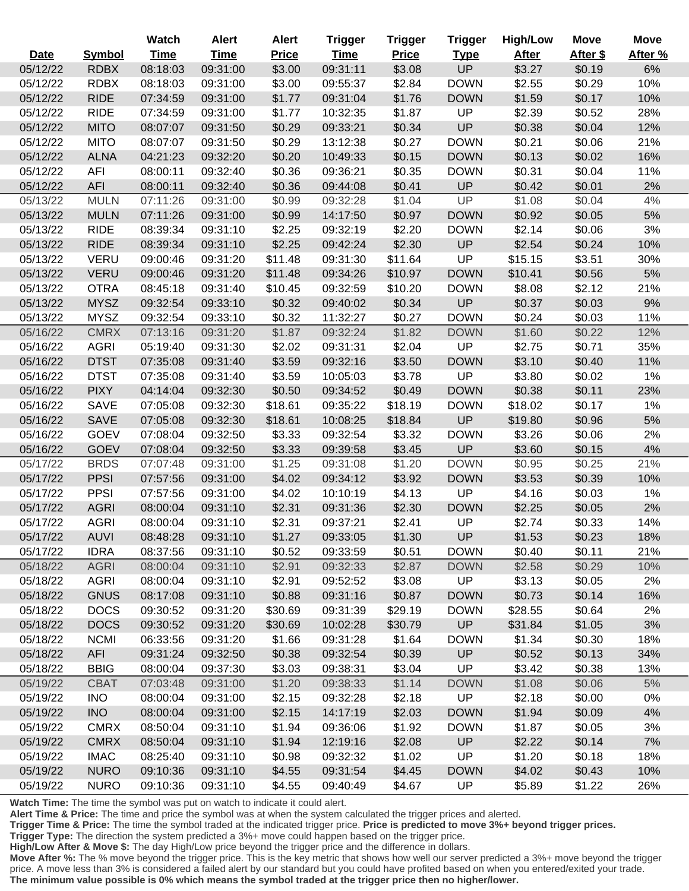| Date | Symbol | Watch Time | Alert Time | Alert Price | Trigger Time | Trigger Price | Trigger Type | High/Low After | Move After $ | Move After % |
|---|---|---|---|---|---|---|---|---|---|---|
| 05/12/22 | RDBX | 08:18:03 | 09:31:00 | $3.00 | 09:31:11 | $3.08 | UP | $3.27 | $0.19 | 6% |
| 05/12/22 | RDBX | 08:18:03 | 09:31:00 | $3.00 | 09:55:37 | $2.84 | DOWN | $2.55 | $0.29 | 10% |
| 05/12/22 | RIDE | 07:34:59 | 09:31:00 | $1.77 | 09:31:04 | $1.76 | DOWN | $1.59 | $0.17 | 10% |
| 05/12/22 | RIDE | 07:34:59 | 09:31:00 | $1.77 | 10:32:35 | $1.87 | UP | $2.39 | $0.52 | 28% |
| 05/12/22 | MITO | 08:07:07 | 09:31:50 | $0.29 | 09:33:21 | $0.34 | UP | $0.38 | $0.04 | 12% |
| 05/12/22 | MITO | 08:07:07 | 09:31:50 | $0.29 | 13:12:38 | $0.27 | DOWN | $0.21 | $0.06 | 21% |
| 05/12/22 | ALNA | 04:21:23 | 09:32:20 | $0.20 | 10:49:33 | $0.15 | DOWN | $0.13 | $0.02 | 16% |
| 05/12/22 | AFI | 08:00:11 | 09:32:40 | $0.36 | 09:36:21 | $0.35 | DOWN | $0.31 | $0.04 | 11% |
| 05/12/22 | AFI | 08:00:11 | 09:32:40 | $0.36 | 09:44:08 | $0.41 | UP | $0.42 | $0.01 | 2% |
| 05/13/22 | MULN | 07:11:26 | 09:31:00 | $0.99 | 09:32:28 | $1.04 | UP | $1.08 | $0.04 | 4% |
| 05/13/22 | MULN | 07:11:26 | 09:31:00 | $0.99 | 14:17:50 | $0.97 | DOWN | $0.92 | $0.05 | 5% |
| 05/13/22 | RIDE | 08:39:34 | 09:31:10 | $2.25 | 09:32:19 | $2.20 | DOWN | $2.14 | $0.06 | 3% |
| 05/13/22 | RIDE | 08:39:34 | 09:31:10 | $2.25 | 09:42:24 | $2.30 | UP | $2.54 | $0.24 | 10% |
| 05/13/22 | VERU | 09:00:46 | 09:31:20 | $11.48 | 09:31:30 | $11.64 | UP | $15.15 | $3.51 | 30% |
| 05/13/22 | VERU | 09:00:46 | 09:31:20 | $11.48 | 09:34:26 | $10.97 | DOWN | $10.41 | $0.56 | 5% |
| 05/13/22 | OTRA | 08:45:18 | 09:31:40 | $10.45 | 09:32:59 | $10.20 | DOWN | $8.08 | $2.12 | 21% |
| 05/13/22 | MYSZ | 09:32:54 | 09:33:10 | $0.32 | 09:40:02 | $0.34 | UP | $0.37 | $0.03 | 9% |
| 05/13/22 | MYSZ | 09:32:54 | 09:33:10 | $0.32 | 11:32:27 | $0.27 | DOWN | $0.24 | $0.03 | 11% |
| 05/16/22 | CMRX | 07:13:16 | 09:31:20 | $1.87 | 09:32:24 | $1.82 | DOWN | $1.60 | $0.22 | 12% |
| 05/16/22 | AGRI | 05:19:40 | 09:31:30 | $2.02 | 09:31:31 | $2.04 | UP | $2.75 | $0.71 | 35% |
| 05/16/22 | DTST | 07:35:08 | 09:31:40 | $3.59 | 09:32:16 | $3.50 | DOWN | $3.10 | $0.40 | 11% |
| 05/16/22 | DTST | 07:35:08 | 09:31:40 | $3.59 | 10:05:03 | $3.78 | UP | $3.80 | $0.02 | 1% |
| 05/16/22 | PIXY | 04:14:04 | 09:32:30 | $0.50 | 09:34:52 | $0.49 | DOWN | $0.38 | $0.11 | 23% |
| 05/16/22 | SAVE | 07:05:08 | 09:32:30 | $18.61 | 09:35:22 | $18.19 | DOWN | $18.02 | $0.17 | 1% |
| 05/16/22 | SAVE | 07:05:08 | 09:32:30 | $18.61 | 10:08:25 | $18.84 | UP | $19.80 | $0.96 | 5% |
| 05/16/22 | GOEV | 07:08:04 | 09:32:50 | $3.33 | 09:32:54 | $3.32 | DOWN | $3.26 | $0.06 | 2% |
| 05/16/22 | GOEV | 07:08:04 | 09:32:50 | $3.33 | 09:39:58 | $3.45 | UP | $3.60 | $0.15 | 4% |
| 05/17/22 | BRDS | 07:07:48 | 09:31:00 | $1.25 | 09:31:08 | $1.20 | DOWN | $0.95 | $0.25 | 21% |
| 05/17/22 | PPSI | 07:57:56 | 09:31:00 | $4.02 | 09:34:12 | $3.92 | DOWN | $3.53 | $0.39 | 10% |
| 05/17/22 | PPSI | 07:57:56 | 09:31:00 | $4.02 | 10:10:19 | $4.13 | UP | $4.16 | $0.03 | 1% |
| 05/17/22 | AGRI | 08:00:04 | 09:31:10 | $2.31 | 09:31:36 | $2.30 | DOWN | $2.25 | $0.05 | 2% |
| 05/17/22 | AGRI | 08:00:04 | 09:31:10 | $2.31 | 09:37:21 | $2.41 | UP | $2.74 | $0.33 | 14% |
| 05/17/22 | AUVI | 08:48:28 | 09:31:10 | $1.27 | 09:33:05 | $1.30 | UP | $1.53 | $0.23 | 18% |
| 05/17/22 | IDRA | 08:37:56 | 09:31:10 | $0.52 | 09:33:59 | $0.51 | DOWN | $0.40 | $0.11 | 21% |
| 05/18/22 | AGRI | 08:00:04 | 09:31:10 | $2.91 | 09:32:33 | $2.87 | DOWN | $2.58 | $0.29 | 10% |
| 05/18/22 | AGRI | 08:00:04 | 09:31:10 | $2.91 | 09:52:52 | $3.08 | UP | $3.13 | $0.05 | 2% |
| 05/18/22 | GNUS | 08:17:08 | 09:31:10 | $0.88 | 09:31:16 | $0.87 | DOWN | $0.73 | $0.14 | 16% |
| 05/18/22 | DOCS | 09:30:52 | 09:31:20 | $30.69 | 09:31:39 | $29.19 | DOWN | $28.55 | $0.64 | 2% |
| 05/18/22 | DOCS | 09:30:52 | 09:31:20 | $30.69 | 10:02:28 | $30.79 | UP | $31.84 | $1.05 | 3% |
| 05/18/22 | NCMI | 06:33:56 | 09:31:20 | $1.66 | 09:31:28 | $1.64 | DOWN | $1.34 | $0.30 | 18% |
| 05/18/22 | AFI | 09:31:24 | 09:32:50 | $0.38 | 09:32:54 | $0.39 | UP | $0.52 | $0.13 | 34% |
| 05/18/22 | BBIG | 08:00:04 | 09:37:30 | $3.03 | 09:38:31 | $3.04 | UP | $3.42 | $0.38 | 13% |
| 05/19/22 | CBAT | 07:03:48 | 09:31:00 | $1.20 | 09:38:33 | $1.14 | DOWN | $1.08 | $0.06 | 5% |
| 05/19/22 | INO | 08:00:04 | 09:31:00 | $2.15 | 09:32:28 | $2.18 | UP | $2.18 | $0.00 | 0% |
| 05/19/22 | INO | 08:00:04 | 09:31:00 | $2.15 | 14:17:19 | $2.03 | DOWN | $1.94 | $0.09 | 4% |
| 05/19/22 | CMRX | 08:50:04 | 09:31:10 | $1.94 | 09:36:06 | $1.92 | DOWN | $1.87 | $0.05 | 3% |
| 05/19/22 | CMRX | 08:50:04 | 09:31:10 | $1.94 | 12:19:16 | $2.08 | UP | $2.22 | $0.14 | 7% |
| 05/19/22 | IMAC | 08:25:40 | 09:31:10 | $0.98 | 09:32:32 | $1.02 | UP | $1.20 | $0.18 | 18% |
| 05/19/22 | NURO | 09:10:36 | 09:31:10 | $4.55 | 09:31:54 | $4.45 | DOWN | $4.02 | $0.43 | 10% |
| 05/19/22 | NURO | 09:10:36 | 09:31:10 | $4.55 | 09:40:49 | $4.67 | UP | $5.89 | $1.22 | 26% |

**Watch Time:** The time the symbol was put on watch to indicate it could alert.
**Alert Time & Price:** The time and price the symbol was at when the system calculated the trigger prices and alerted.
**Trigger Time & Price:** The time the symbol traded at the indicated trigger price. **Price is predicted to move 3%+ beyond trigger prices.**
**Trigger Type:** The direction the system predicted a 3%+ move could happen based on the trigger price.
**High/Low After & Move $:** The day High/Low price beyond the trigger price and the difference in dollars.
**Move After %:** The % move beyond the trigger price. This is the key metric that shows how well our server predicted a 3%+ move beyond the trigger price. A move less than 3% is considered a failed alert by our standard but you could have profited based on when you entered/exited your trade. **The minimum value possible is 0% which means the symbol traded at the trigger price then no higher/lower.**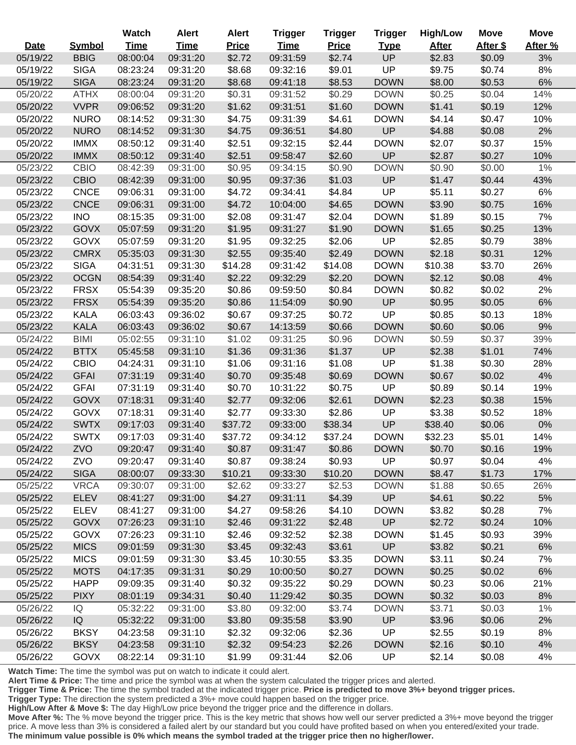| Date | Symbol | Watch Time | Alert Time | Alert Price | Trigger Time | Trigger Price | Trigger Type | High/Low After | Move After $ | Move After % |
|---|---|---|---|---|---|---|---|---|---|---|
| 05/19/22 | BBIG | 08:00:04 | 09:31:20 | $2.72 | 09:31:59 | $2.74 | UP | $2.83 | $0.09 | 3% |
| 05/19/22 | SIGA | 08:23:24 | 09:31:20 | $8.68 | 09:32:16 | $9.01 | UP | $9.75 | $0.74 | 8% |
| 05/19/22 | SIGA | 08:23:24 | 09:31:20 | $8.68 | 09:41:18 | $8.53 | DOWN | $8.00 | $0.53 | 6% |
| 05/20/22 | ATHX | 08:00:04 | 09:31:20 | $0.31 | 09:31:52 | $0.29 | DOWN | $0.25 | $0.04 | 14% |
| 05/20/22 | VVPR | 09:06:52 | 09:31:20 | $1.62 | 09:31:51 | $1.60 | DOWN | $1.41 | $0.19 | 12% |
| 05/20/22 | NURO | 08:14:52 | 09:31:30 | $4.75 | 09:31:39 | $4.61 | DOWN | $4.14 | $0.47 | 10% |
| 05/20/22 | NURO | 08:14:52 | 09:31:30 | $4.75 | 09:36:51 | $4.80 | UP | $4.88 | $0.08 | 2% |
| 05/20/22 | IMMX | 08:50:12 | 09:31:40 | $2.51 | 09:32:15 | $2.44 | DOWN | $2.07 | $0.37 | 15% |
| 05/20/22 | IMMX | 08:50:12 | 09:31:40 | $2.51 | 09:58:47 | $2.60 | UP | $2.87 | $0.27 | 10% |
| 05/23/22 | CBIO | 08:42:39 | 09:31:00 | $0.95 | 09:34:15 | $0.90 | DOWN | $0.90 | $0.00 | 1% |
| 05/23/22 | CBIO | 08:42:39 | 09:31:00 | $0.95 | 09:37:36 | $1.03 | UP | $1.47 | $0.44 | 43% |
| 05/23/22 | CNCE | 09:06:31 | 09:31:00 | $4.72 | 09:34:41 | $4.84 | UP | $5.11 | $0.27 | 6% |
| 05/23/22 | CNCE | 09:06:31 | 09:31:00 | $4.72 | 10:04:00 | $4.65 | DOWN | $3.90 | $0.75 | 16% |
| 05/23/22 | INO | 08:15:35 | 09:31:00 | $2.08 | 09:31:47 | $2.04 | DOWN | $1.89 | $0.15 | 7% |
| 05/23/22 | GOVX | 05:07:59 | 09:31:20 | $1.95 | 09:31:27 | $1.90 | DOWN | $1.65 | $0.25 | 13% |
| 05/23/22 | GOVX | 05:07:59 | 09:31:20 | $1.95 | 09:32:25 | $2.06 | UP | $2.85 | $0.79 | 38% |
| 05/23/22 | CMRX | 05:35:03 | 09:31:30 | $2.55 | 09:35:40 | $2.49 | DOWN | $2.18 | $0.31 | 12% |
| 05/23/22 | SIGA | 04:31:51 | 09:31:30 | $14.28 | 09:31:42 | $14.08 | DOWN | $10.38 | $3.70 | 26% |
| 05/23/22 | OCGN | 08:54:39 | 09:31:40 | $2.22 | 09:32:29 | $2.20 | DOWN | $2.12 | $0.08 | 4% |
| 05/23/22 | FRSX | 05:54:39 | 09:35:20 | $0.86 | 09:59:50 | $0.84 | DOWN | $0.82 | $0.02 | 2% |
| 05/23/22 | FRSX | 05:54:39 | 09:35:20 | $0.86 | 11:54:09 | $0.90 | UP | $0.95 | $0.05 | 6% |
| 05/23/22 | KALA | 06:03:43 | 09:36:02 | $0.67 | 09:37:25 | $0.72 | UP | $0.85 | $0.13 | 18% |
| 05/23/22 | KALA | 06:03:43 | 09:36:02 | $0.67 | 14:13:59 | $0.66 | DOWN | $0.60 | $0.06 | 9% |
| 05/24/22 | BIMI | 05:02:55 | 09:31:10 | $1.02 | 09:31:25 | $0.96 | DOWN | $0.59 | $0.37 | 39% |
| 05/24/22 | BTTX | 05:45:58 | 09:31:10 | $1.36 | 09:31:36 | $1.37 | UP | $2.38 | $1.01 | 74% |
| 05/24/22 | CBIO | 04:24:31 | 09:31:10 | $1.06 | 09:31:16 | $1.08 | UP | $1.38 | $0.30 | 28% |
| 05/24/22 | GFAI | 07:31:19 | 09:31:40 | $0.70 | 09:35:48 | $0.69 | DOWN | $0.67 | $0.02 | 4% |
| 05/24/22 | GFAI | 07:31:19 | 09:31:40 | $0.70 | 10:31:22 | $0.75 | UP | $0.89 | $0.14 | 19% |
| 05/24/22 | GOVX | 07:18:31 | 09:31:40 | $2.77 | 09:32:06 | $2.61 | DOWN | $2.23 | $0.38 | 15% |
| 05/24/22 | GOVX | 07:18:31 | 09:31:40 | $2.77 | 09:33:30 | $2.86 | UP | $3.38 | $0.52 | 18% |
| 05/24/22 | SWTX | 09:17:03 | 09:31:40 | $37.72 | 09:33:00 | $38.34 | UP | $38.40 | $0.06 | 0% |
| 05/24/22 | SWTX | 09:17:03 | 09:31:40 | $37.72 | 09:34:12 | $37.24 | DOWN | $32.23 | $5.01 | 14% |
| 05/24/22 | ZVO | 09:20:47 | 09:31:40 | $0.87 | 09:31:47 | $0.86 | DOWN | $0.70 | $0.16 | 19% |
| 05/24/22 | ZVO | 09:20:47 | 09:31:40 | $0.87 | 09:38:24 | $0.93 | UP | $0.97 | $0.04 | 4% |
| 05/24/22 | SIGA | 08:00:07 | 09:33:30 | $10.21 | 09:33:30 | $10.20 | DOWN | $8.47 | $1.73 | 17% |
| 05/25/22 | VRCA | 09:30:07 | 09:31:00 | $2.62 | 09:33:27 | $2.53 | DOWN | $1.88 | $0.65 | 26% |
| 05/25/22 | ELEV | 08:41:27 | 09:31:00 | $4.27 | 09:31:11 | $4.39 | UP | $4.61 | $0.22 | 5% |
| 05/25/22 | ELEV | 08:41:27 | 09:31:00 | $4.27 | 09:58:26 | $4.10 | DOWN | $3.82 | $0.28 | 7% |
| 05/25/22 | GOVX | 07:26:23 | 09:31:10 | $2.46 | 09:31:22 | $2.48 | UP | $2.72 | $0.24 | 10% |
| 05/25/22 | GOVX | 07:26:23 | 09:31:10 | $2.46 | 09:32:52 | $2.38 | DOWN | $1.45 | $0.93 | 39% |
| 05/25/22 | MICS | 09:01:59 | 09:31:30 | $3.45 | 09:32:43 | $3.61 | UP | $3.82 | $0.21 | 6% |
| 05/25/22 | MICS | 09:01:59 | 09:31:30 | $3.45 | 10:30:55 | $3.35 | DOWN | $3.11 | $0.24 | 7% |
| 05/25/22 | MOTS | 04:17:35 | 09:31:31 | $0.29 | 10:00:50 | $0.27 | DOWN | $0.25 | $0.02 | 6% |
| 05/25/22 | HAPP | 09:09:35 | 09:31:40 | $0.32 | 09:35:22 | $0.29 | DOWN | $0.23 | $0.06 | 21% |
| 05/25/22 | PIXY | 08:01:19 | 09:34:31 | $0.40 | 11:29:42 | $0.35 | DOWN | $0.32 | $0.03 | 8% |
| 05/26/22 | IQ | 05:32:22 | 09:31:00 | $3.80 | 09:32:00 | $3.74 | DOWN | $3.71 | $0.03 | 1% |
| 05/26/22 | IQ | 05:32:22 | 09:31:00 | $3.80 | 09:35:58 | $3.90 | UP | $3.96 | $0.06 | 2% |
| 05/26/22 | BKSY | 04:23:58 | 09:31:10 | $2.32 | 09:32:06 | $2.36 | UP | $2.55 | $0.19 | 8% |
| 05/26/22 | BKSY | 04:23:58 | 09:31:10 | $2.32 | 09:54:23 | $2.26 | DOWN | $2.16 | $0.10 | 4% |
| 05/26/22 | GOVX | 08:22:14 | 09:31:10 | $1.99 | 09:31:44 | $2.06 | UP | $2.14 | $0.08 | 4% |

**Watch Time:** The time the symbol was put on watch to indicate it could alert.
**Alert Time & Price:** The time and price the symbol was at when the system calculated the trigger prices and alerted.
**Trigger Time & Price:** The time the symbol traded at the indicated trigger price. **Price is predicted to move 3%+ beyond trigger prices.**
**Trigger Type:** The direction the system predicted a 3%+ move could happen based on the trigger price.
**High/Low After & Move $:** The day High/Low price beyond the trigger price and the difference in dollars.
**Move After %:** The % move beyond the trigger price. This is the key metric that shows how well our server predicted a 3%+ move beyond the trigger price. A move less than 3% is considered a failed alert by our standard but you could have profited based on when you entered/exited your trade. **The minimum value possible is 0% which means the symbol traded at the trigger price then no higher/lower.**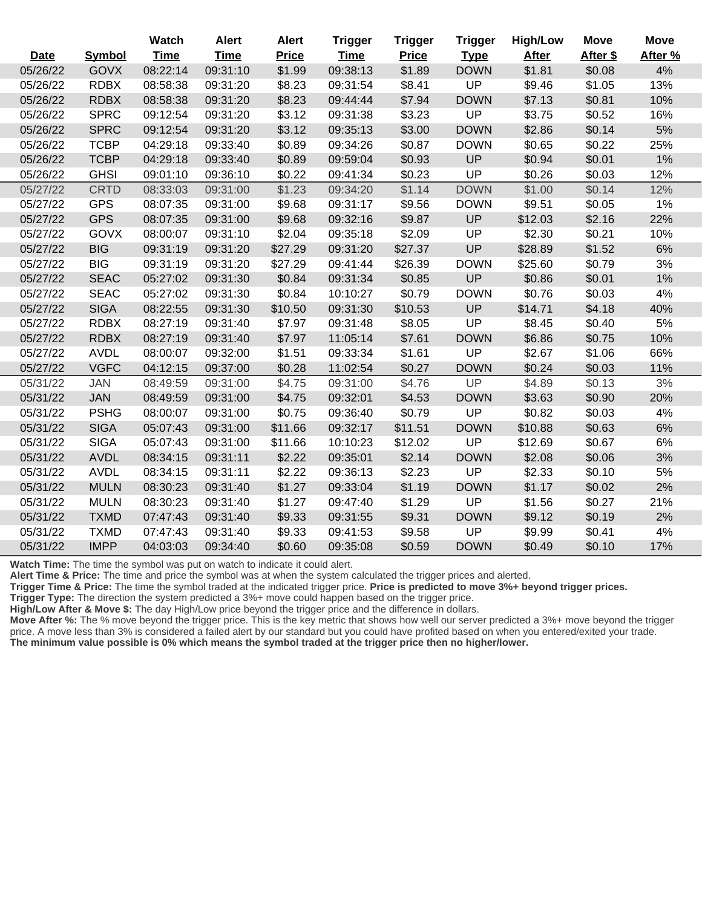| Date | Symbol | Watch Time | Alert Time | Alert Price | Trigger Time | Trigger Price | Trigger Type | High/Low After | Move After $ | Move After % |
|---|---|---|---|---|---|---|---|---|---|---|
| 05/26/22 | GOVX | 08:22:14 | 09:31:10 | $1.99 | 09:38:13 | $1.89 | DOWN | $1.81 | $0.08 | 4% |
| 05/26/22 | RDBX | 08:58:38 | 09:31:20 | $8.23 | 09:31:54 | $8.41 | UP | $9.46 | $1.05 | 13% |
| 05/26/22 | RDBX | 08:58:38 | 09:31:20 | $8.23 | 09:44:44 | $7.94 | DOWN | $7.13 | $0.81 | 10% |
| 05/26/22 | SPRC | 09:12:54 | 09:31:20 | $3.12 | 09:31:38 | $3.23 | UP | $3.75 | $0.52 | 16% |
| 05/26/22 | SPRC | 09:12:54 | 09:31:20 | $3.12 | 09:35:13 | $3.00 | DOWN | $2.86 | $0.14 | 5% |
| 05/26/22 | TCBP | 04:29:18 | 09:33:40 | $0.89 | 09:34:26 | $0.87 | DOWN | $0.65 | $0.22 | 25% |
| 05/26/22 | TCBP | 04:29:18 | 09:33:40 | $0.89 | 09:59:04 | $0.93 | UP | $0.94 | $0.01 | 1% |
| 05/26/22 | GHSI | 09:01:10 | 09:36:10 | $0.22 | 09:41:34 | $0.23 | UP | $0.26 | $0.03 | 12% |
| 05/27/22 | CRTD | 08:33:03 | 09:31:00 | $1.23 | 09:34:20 | $1.14 | DOWN | $1.00 | $0.14 | 12% |
| 05/27/22 | GPS | 08:07:35 | 09:31:00 | $9.68 | 09:31:17 | $9.56 | DOWN | $9.51 | $0.05 | 1% |
| 05/27/22 | GPS | 08:07:35 | 09:31:00 | $9.68 | 09:32:16 | $9.87 | UP | $12.03 | $2.16 | 22% |
| 05/27/22 | GOVX | 08:00:07 | 09:31:10 | $2.04 | 09:35:18 | $2.09 | UP | $2.30 | $0.21 | 10% |
| 05/27/22 | BIG | 09:31:19 | 09:31:20 | $27.29 | 09:31:20 | $27.37 | UP | $28.89 | $1.52 | 6% |
| 05/27/22 | BIG | 09:31:19 | 09:31:20 | $27.29 | 09:41:44 | $26.39 | DOWN | $25.60 | $0.79 | 3% |
| 05/27/22 | SEAC | 05:27:02 | 09:31:30 | $0.84 | 09:31:34 | $0.85 | UP | $0.86 | $0.01 | 1% |
| 05/27/22 | SEAC | 05:27:02 | 09:31:30 | $0.84 | 10:10:27 | $0.79 | DOWN | $0.76 | $0.03 | 4% |
| 05/27/22 | SIGA | 08:22:55 | 09:31:30 | $10.50 | 09:31:30 | $10.53 | UP | $14.71 | $4.18 | 40% |
| 05/27/22 | RDBX | 08:27:19 | 09:31:40 | $7.97 | 09:31:48 | $8.05 | UP | $8.45 | $0.40 | 5% |
| 05/27/22 | RDBX | 08:27:19 | 09:31:40 | $7.97 | 11:05:14 | $7.61 | DOWN | $6.86 | $0.75 | 10% |
| 05/27/22 | AVDL | 08:00:07 | 09:32:00 | $1.51 | 09:33:34 | $1.61 | UP | $2.67 | $1.06 | 66% |
| 05/27/22 | VGFC | 04:12:15 | 09:37:00 | $0.28 | 11:02:54 | $0.27 | DOWN | $0.24 | $0.03 | 11% |
| 05/31/22 | JAN | 08:49:59 | 09:31:00 | $4.75 | 09:31:00 | $4.76 | UP | $4.89 | $0.13 | 3% |
| 05/31/22 | JAN | 08:49:59 | 09:31:00 | $4.75 | 09:32:01 | $4.53 | DOWN | $3.63 | $0.90 | 20% |
| 05/31/22 | PSHG | 08:00:07 | 09:31:00 | $0.75 | 09:36:40 | $0.79 | UP | $0.82 | $0.03 | 4% |
| 05/31/22 | SIGA | 05:07:43 | 09:31:00 | $11.66 | 09:32:17 | $11.51 | DOWN | $10.88 | $0.63 | 6% |
| 05/31/22 | SIGA | 05:07:43 | 09:31:00 | $11.66 | 10:10:23 | $12.02 | UP | $12.69 | $0.67 | 6% |
| 05/31/22 | AVDL | 08:34:15 | 09:31:11 | $2.22 | 09:35:01 | $2.14 | DOWN | $2.08 | $0.06 | 3% |
| 05/31/22 | AVDL | 08:34:15 | 09:31:11 | $2.22 | 09:36:13 | $2.23 | UP | $2.33 | $0.10 | 5% |
| 05/31/22 | MULN | 08:30:23 | 09:31:40 | $1.27 | 09:33:04 | $1.19 | DOWN | $1.17 | $0.02 | 2% |
| 05/31/22 | MULN | 08:30:23 | 09:31:40 | $1.27 | 09:47:40 | $1.29 | UP | $1.56 | $0.27 | 21% |
| 05/31/22 | TXMD | 07:47:43 | 09:31:40 | $9.33 | 09:31:55 | $9.31 | DOWN | $9.12 | $0.19 | 2% |
| 05/31/22 | TXMD | 07:47:43 | 09:31:40 | $9.33 | 09:41:53 | $9.58 | UP | $9.99 | $0.41 | 4% |
| 05/31/22 | IMPP | 04:03:03 | 09:34:40 | $0.60 | 09:35:08 | $0.59 | DOWN | $0.49 | $0.10 | 17% |

**Watch Time:** The time the symbol was put on watch to indicate it could alert.
**Alert Time & Price:** The time and price the symbol was at when the system calculated the trigger prices and alerted.
**Trigger Time & Price:** The time the symbol traded at the indicated trigger price. **Price is predicted to move 3%+ beyond trigger prices.**
**Trigger Type:** The direction the system predicted a 3%+ move could happen based on the trigger price.
**High/Low After & Move $:** The day High/Low price beyond the trigger price and the difference in dollars.
**Move After %:** The % move beyond the trigger price. This is the key metric that shows how well our server predicted a 3%+ move beyond the trigger price. A move less than 3% is considered a failed alert by our standard but you could have profited based on when you entered/exited your trade.
**The minimum value possible is 0% which means the symbol traded at the trigger price then no higher/lower.**